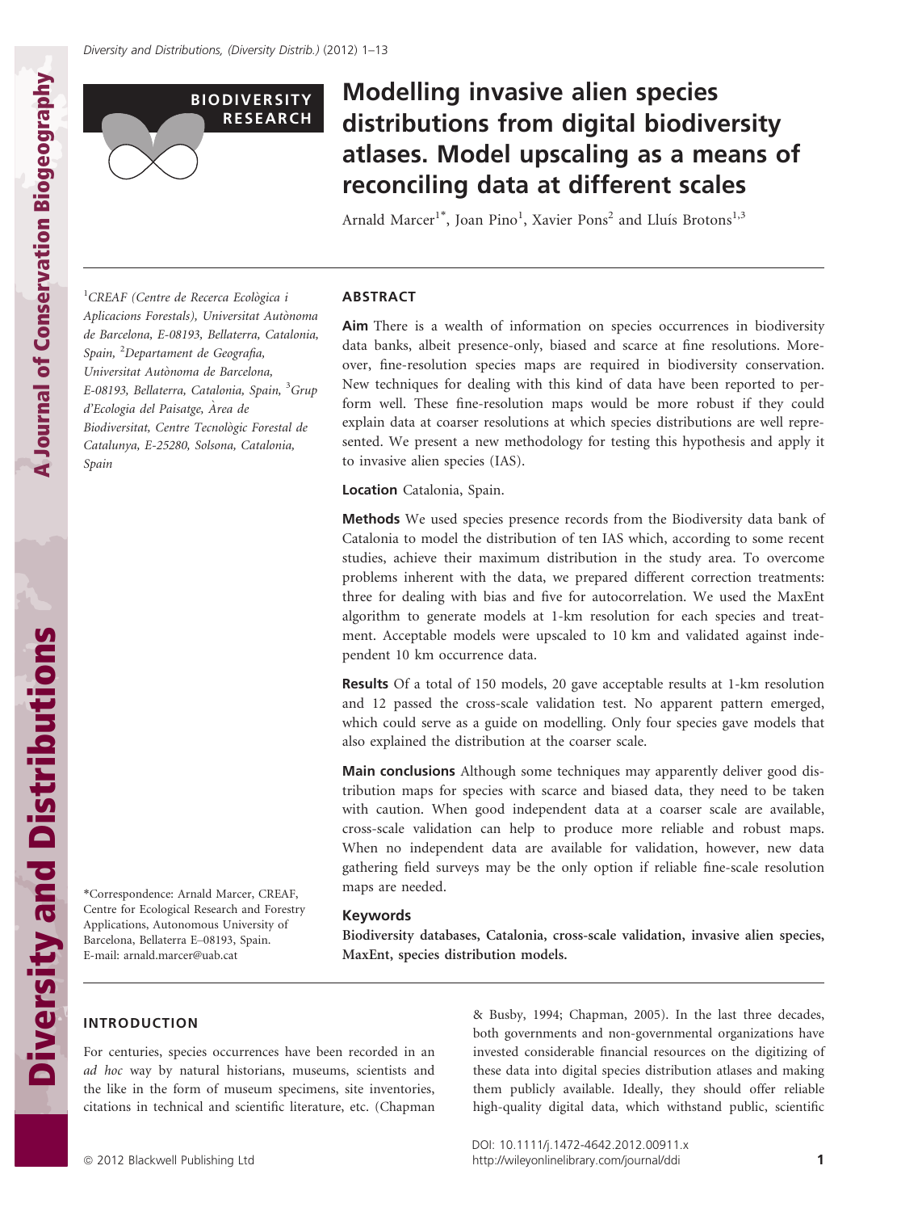BIODIVERSITY RESEARCH

# Modelling invasive alien species distributions from digital biodiversity atlases. Model upscaling as a means of reconciling data at different scales

Arnald Marcer[1*], Joan Pino[1], Xavier Pons[2] and Lluís Brotons[1,3]

[1]CREAF (Centre de Recerca Ecològica i Aplicacions Forestals), Universitat Autònoma de Barcelona, E-08193, Bellaterra, Catalonia, Spain, [2]Departament de Geografia, Universitat Autònoma de Barcelona, E-08193, Bellaterra, Catalonia, Spain, [3]Grup d'Ecologia del Paisatge, Àrea de Biodiversitat, Centre Tecnològic Forestal de Catalunya, E-25280, Solsona, Catalonia, Spain

*Correspondence: Arnald Marcer, CREAF, Centre for Ecological Research and Forestry Applications, Autonomous University of Barcelona, Bellaterra E–08193, Spain. E-mail: arnald.marcer@uab.cat

## ABSTRACT

**Aim** There is a wealth of information on species occurrences in biodiversity data banks, albeit presence-only, biased and scarce at fine resolutions. Moreover, fine-resolution species maps are required in biodiversity conservation. New techniques for dealing with this kind of data have been reported to perform well. These fine-resolution maps would be more robust if they could explain data at coarser resolutions at which species distributions are well represented. We present a new methodology for testing this hypothesis and apply it to invasive alien species (IAS).

**Location** Catalonia, Spain.

**Methods** We used species presence records from the Biodiversity data bank of Catalonia to model the distribution of ten IAS which, according to some recent studies, achieve their maximum distribution in the study area. To overcome problems inherent with the data, we prepared different correction treatments: three for dealing with bias and five for autocorrelation. We used the MaxEnt algorithm to generate models at 1-km resolution for each species and treatment. Acceptable models were upscaled to 10 km and validated against independent 10 km occurrence data.

**Results** Of a total of 150 models, 20 gave acceptable results at 1-km resolution and 12 passed the cross-scale validation test. No apparent pattern emerged, which could serve as a guide on modelling. Only four species gave models that also explained the distribution at the coarser scale.

**Main conclusions** Although some techniques may apparently deliver good distribution maps for species with scarce and biased data, they need to be taken with caution. When good independent data at a coarser scale are available, cross-scale validation can help to produce more reliable and robust maps. When no independent data are available for validation, however, new data gathering field surveys may be the only option if reliable fine-scale resolution maps are needed.

### Keywords

**Biodiversity databases, Catalonia, cross-scale validation, invasive alien species, MaxEnt, species distribution models.**

## INTRODUCTION

For centuries, species occurrences have been recorded in an *ad hoc* way by natural historians, museums, scientists and the like in the form of museum specimens, site inventories, citations in technical and scientific literature, etc. (Chapman & Busby, 1994; Chapman, 2005). In the last three decades, both governments and non-governmental organizations have invested considerable financial resources on the digitizing of these data into digital species distribution atlases and making them publicly available. Ideally, they should offer reliable high-quality digital data, which withstand public, scientific

DOI: 10.1111/j.1472-4642.2012.00911.x
http://wileyonlinelibrary.com/journal/ddi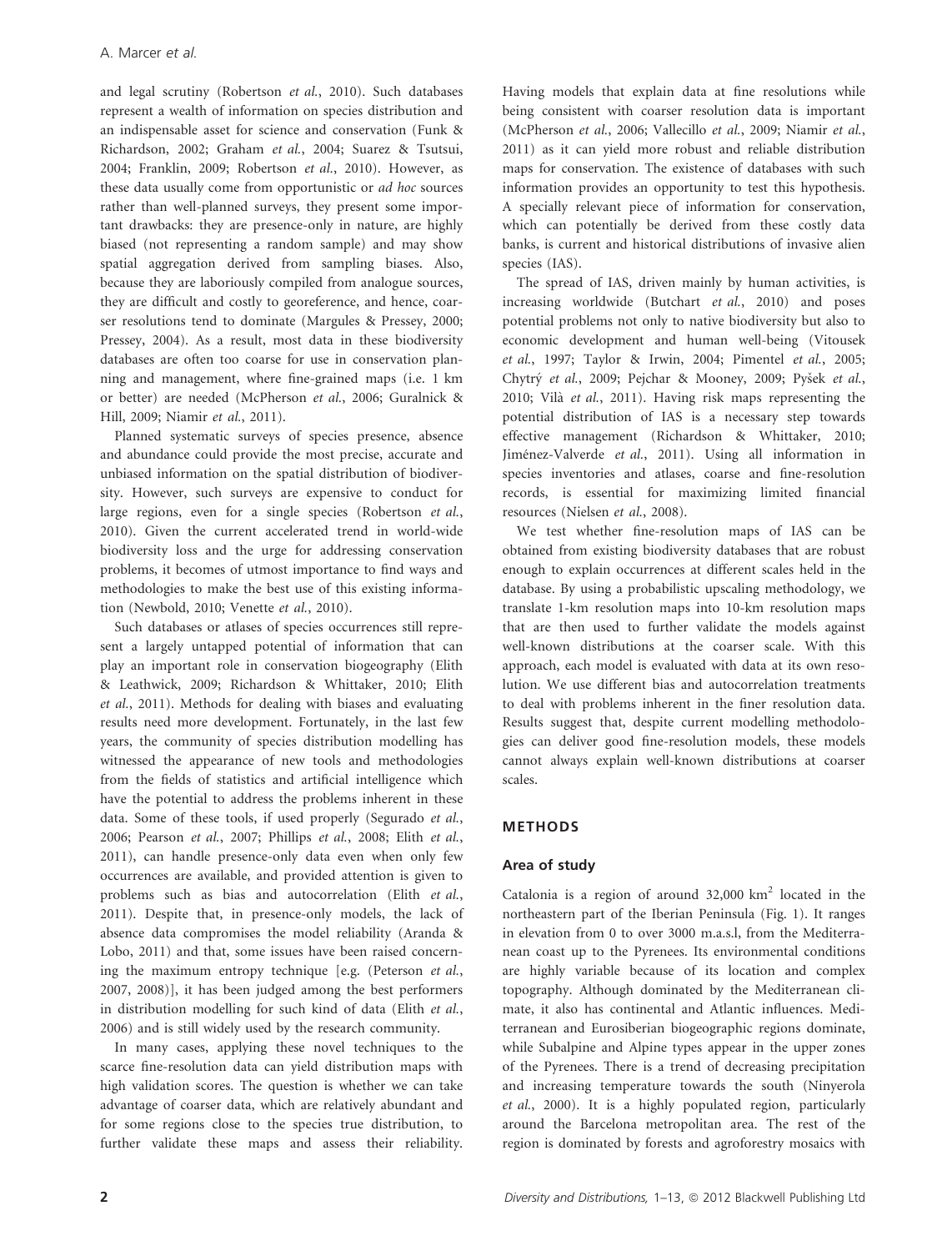and legal scrutiny (Robertson *et al.*, 2010). Such databases represent a wealth of information on species distribution and an indispensable asset for science and conservation (Funk & Richardson, 2002; Graham *et al.*, 2004; Suarez & Tsutsui, 2004; Franklin, 2009; Robertson *et al.*, 2010). However, as these data usually come from opportunistic or *ad hoc* sources rather than well-planned surveys, they present some important drawbacks: they are presence-only in nature, are highly biased (not representing a random sample) and may show spatial aggregation derived from sampling biases. Also, because they are laboriously compiled from analogue sources, they are difficult and costly to georeference, and hence, coarser resolutions tend to dominate (Margules & Pressey, 2000; Pressey, 2004). As a result, most data in these biodiversity databases are often too coarse for use in conservation planning and management, where fine-grained maps (i.e. 1 km or better) are needed (McPherson *et al.*, 2006; Guralnick & Hill, 2009; Niamir *et al.*, 2011).

Planned systematic surveys of species presence, absence and abundance could provide the most precise, accurate and unbiased information on the spatial distribution of biodiversity. However, such surveys are expensive to conduct for large regions, even for a single species (Robertson *et al.*, 2010). Given the current accelerated trend in world-wide biodiversity loss and the urge for addressing conservation problems, it becomes of utmost importance to find ways and methodologies to make the best use of this existing information (Newbold, 2010; Venette *et al.*, 2010).

Such databases or atlases of species occurrences still represent a largely untapped potential of information that can play an important role in conservation biogeography (Elith & Leathwick, 2009; Richardson & Whittaker, 2010; Elith *et al.*, 2011). Methods for dealing with biases and evaluating results need more development. Fortunately, in the last few years, the community of species distribution modelling has witnessed the appearance of new tools and methodologies from the fields of statistics and artificial intelligence which have the potential to address the problems inherent in these data. Some of these tools, if used properly (Segurado *et al.*, 2006; Pearson *et al.*, 2007; Phillips *et al.*, 2008; Elith *et al.*, 2011), can handle presence-only data even when only few occurrences are available, and provided attention is given to problems such as bias and autocorrelation (Elith *et al.*, 2011). Despite that, in presence-only models, the lack of absence data compromises the model reliability (Aranda & Lobo, 2011) and that, some issues have been raised concerning the maximum entropy technique [e.g. (Peterson *et al.*, 2007, 2008)], it has been judged among the best performers in distribution modelling for such kind of data (Elith *et al.*, 2006) and is still widely used by the research community.

In many cases, applying these novel techniques to the scarce fine-resolution data can yield distribution maps with high validation scores. The question is whether we can take advantage of coarser data, which are relatively abundant and for some regions close to the species true distribution, to further validate these maps and assess their reliability. Having models that explain data at fine resolutions while being consistent with coarser resolution data is important (McPherson *et al.*, 2006; Vallecillo *et al.*, 2009; Niamir *et al.*, 2011) as it can yield more robust and reliable distribution maps for conservation. The existence of databases with such information provides an opportunity to test this hypothesis. A specially relevant piece of information for conservation, which can potentially be derived from these costly data banks, is current and historical distributions of invasive alien species (IAS).

The spread of IAS, driven mainly by human activities, is increasing worldwide (Butchart *et al.*, 2010) and poses potential problems not only to native biodiversity but also to economic development and human well-being (Vitousek *et al.*, 1997; Taylor & Irwin, 2004; Pimentel *et al.*, 2005; Chytrý *et al.*, 2009; Pejchar & Mooney, 2009; Pyšek *et al.*, 2010; Vilà *et al.*, 2011). Having risk maps representing the potential distribution of IAS is a necessary step towards effective management (Richardson & Whittaker, 2010; Jiménez-Valverde *et al.*, 2011). Using all information in species inventories and atlases, coarse and fine-resolution records, is essential for maximizing limited financial resources (Nielsen *et al.*, 2008).

We test whether fine-resolution maps of IAS can be obtained from existing biodiversity databases that are robust enough to explain occurrences at different scales held in the database. By using a probabilistic upscaling methodology, we translate 1-km resolution maps into 10-km resolution maps that are then used to further validate the models against well-known distributions at the coarser scale. With this approach, each model is evaluated with data at its own resolution. We use different bias and autocorrelation treatments to deal with problems inherent in the finer resolution data. Results suggest that, despite current modelling methodologies can deliver good fine-resolution models, these models cannot always explain well-known distributions at coarser scales.

## METHODS

### Area of study

Catalonia is a region of around 32,000 km$^2$ located in the northeastern part of the Iberian Peninsula (Fig. 1). It ranges in elevation from 0 to over 3000 m.a.s.l, from the Mediterranean coast up to the Pyrenees. Its environmental conditions are highly variable because of its location and complex topography. Although dominated by the Mediterranean climate, it also has continental and Atlantic influences. Mediterranean and Eurosiberian biogeographic regions dominate, while Subalpine and Alpine types appear in the upper zones of the Pyrenees. There is a trend of decreasing precipitation and increasing temperature towards the south (Ninyerola *et al.*, 2000). It is a highly populated region, particularly around the Barcelona metropolitan area. The rest of the region is dominated by forests and agroforestry mosaics with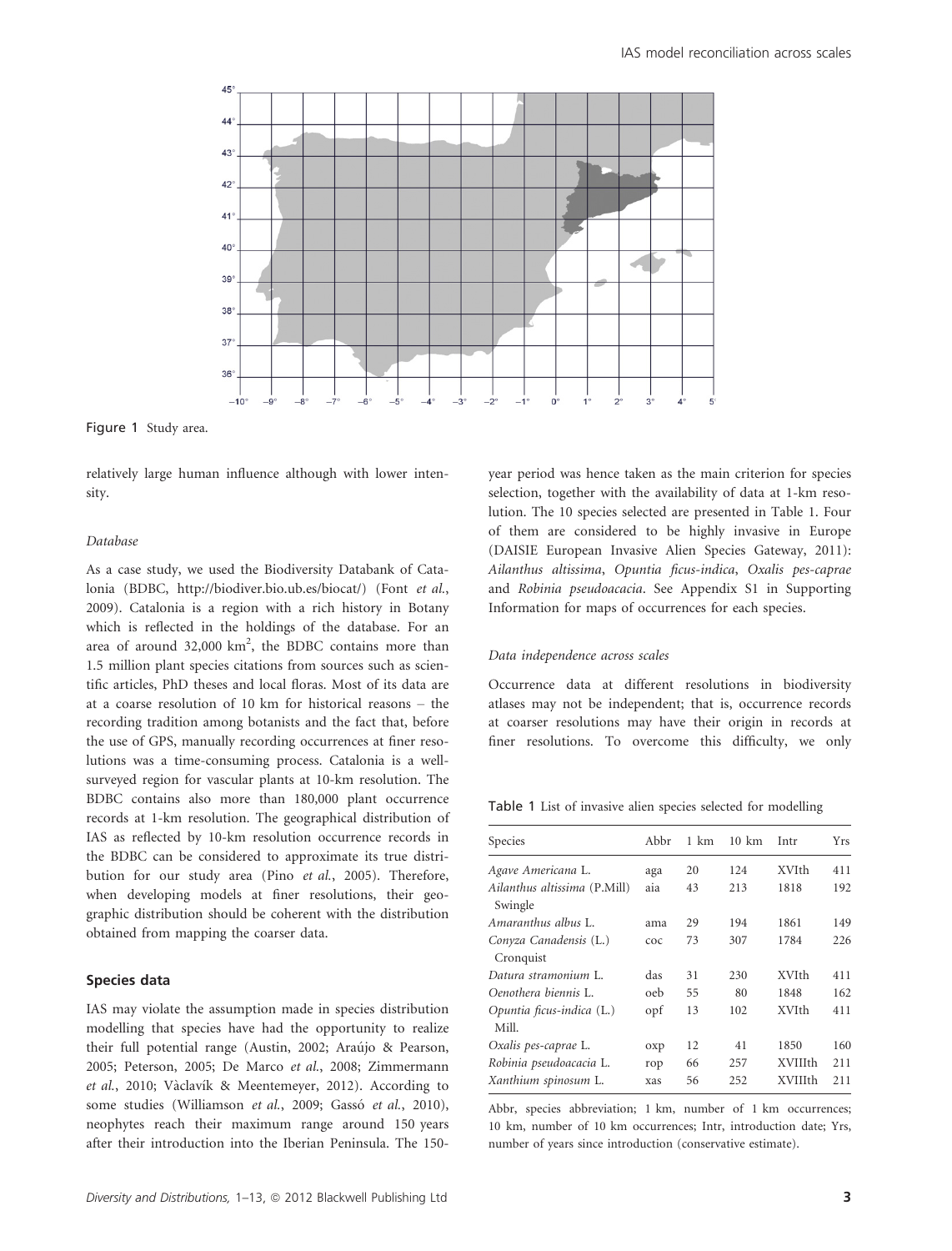Figure 1 Study area.

relatively large human influence although with lower intensity.

### *Database*

As a case study, we used the Biodiversity Databank of Catalonia (BDBC, http://biodiver.bio.ub.es/biocat/) (Font *et al.*, 2009). Catalonia is a region with a rich history in Botany which is reflected in the holdings of the database. For an area of around 32,000 km$^2$, the BDBC contains more than 1.5 million plant species citations from sources such as scientific articles, PhD theses and local floras. Most of its data are at a coarse resolution of 10 km for historical reasons – the recording tradition among botanists and the fact that, before the use of GPS, manually recording occurrences at finer resolutions was a time-consuming process. Catalonia is a well-surveyed region for vascular plants at 10-km resolution. The BDBC contains also more than 180,000 plant occurrence records at 1-km resolution. The geographical distribution of IAS as reflected by 10-km resolution occurrence records in the BDBC can be considered to approximate its true distribution for our study area (Pino *et al.*, 2005). Therefore, when developing models at finer resolutions, their geographic distribution should be coherent with the distribution obtained from mapping the coarser data.

## Species data

IAS may violate the assumption made in species distribution modelling that species have had the opportunity to realize their full potential range (Austin, 2002; Araújo & Pearson, 2005; Peterson, 2005; De Marco *et al.*, 2008; Zimmermann *et al.*, 2010; Vàclavík & Meentemeyer, 2012). According to some studies (Williamson *et al.*, 2009; Gassó *et al.*, 2010), neophytes reach their maximum range around 150 years after their introduction into the Iberian Peninsula. The 150-year period was hence taken as the main criterion for species selection, together with the availability of data at 1-km resolution. The 10 species selected are presented in Table 1. Four of them are considered to be highly invasive in Europe (DAISIE European Invasive Alien Species Gateway, 2011): *Ailanthus altissima*, *Opuntia ficus-indica*, *Oxalis pes-caprae* and *Robinia pseudoacacia*. See Appendix S1 in Supporting Information for maps of occurrences for each species.

### *Data independence across scales*

Occurrence data at different resolutions in biodiversity atlases may not be independent; that is, occurrence records at coarser resolutions may have their origin in records at finer resolutions. To overcome this difficulty, we only

Table 1 List of invasive alien species selected for modelling

| Species | Abbr | 1 km | 10 km | Intr | Yrs |
|---|---|---|---|---|---|
| *Agave Americana* L. | aga | 20 | 124 | XVIth | 411 |
| *Ailanthus altissima* (P.Mill) Swingle | aia | 43 | 213 | 1818 | 192 |
| *Amaranthus albus* L. | ama | 29 | 194 | 1861 | 149 |
| *Conyza Canadensis* (L.) Cronquist | coc | 73 | 307 | 1784 | 226 |
| *Datura stramonium* L. | das | 31 | 230 | XVIth | 411 |
| *Oenothera biennis* L. | oeb | 55 | 80 | 1848 | 162 |
| *Opuntia ficus-indica* (L.) Mill. | opf | 13 | 102 | XVIth | 411 |
| *Oxalis pes-caprae* L. | oxp | 12 | 41 | 1850 | 160 |
| *Robinia pseudoacacia* L. | rop | 66 | 257 | XVIIIth | 211 |
| *Xanthium spinosum* L. | xas | 56 | 252 | XVIIIth | 211 |

Abbr, species abbreviation; 1 km, number of 1 km occurrences; 10 km, number of 10 km occurrences; Intr, introduction date; Yrs, number of years since introduction (conservative estimate).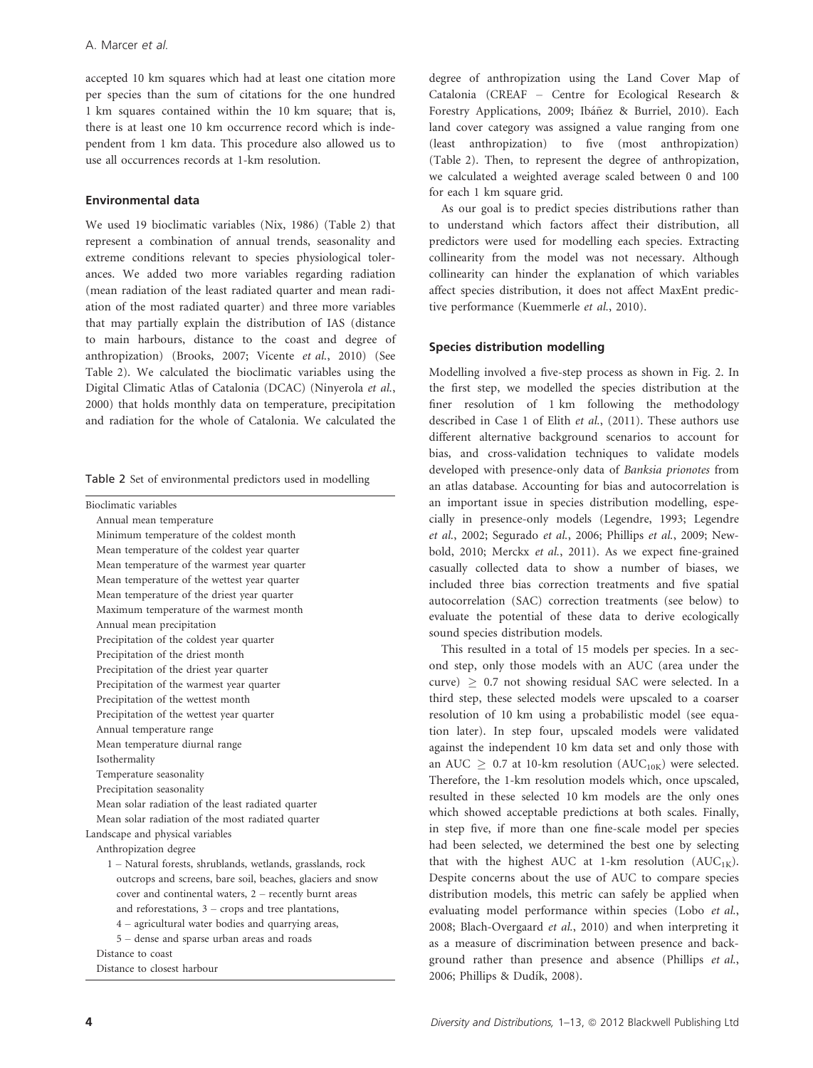accepted 10 km squares which had at least one citation more per species than the sum of citations for the one hundred 1 km squares contained within the 10 km square; that is, there is at least one 10 km occurrence record which is independent from 1 km data. This procedure also allowed us to use all occurrences records at 1-km resolution.

### Environmental data

We used 19 bioclimatic variables (Nix, 1986) (Table 2) that represent a combination of annual trends, seasonality and extreme conditions relevant to species physiological tolerances. We added two more variables regarding radiation (mean radiation of the least radiated quarter and mean radiation of the most radiated quarter) and three more variables that may partially explain the distribution of IAS (distance to main harbours, distance to the coast and degree of anthropization) (Brooks, 2007; Vicente *et al.*, 2010) (See Table 2). We calculated the bioclimatic variables using the Digital Climatic Atlas of Catalonia (DCAC) (Ninyerola *et al.*, 2000) that holds monthly data on temperature, precipitation and radiation for the whole of Catalonia. We calculated the degree of anthropization using the Land Cover Map of Catalonia (CREAF – Centre for Ecological Research & Forestry Applications, 2009; Ibáñez & Burriel, 2010). Each land cover category was assigned a value ranging from one (least anthropization) to five (most anthropization) (Table 2). Then, to represent the degree of anthropization, we calculated a weighted average scaled between 0 and 100 for each 1 km square grid.

As our goal is to predict species distributions rather than to understand which factors affect their distribution, all predictors were used for modelling each species. Extracting collinearity from the model was not necessary. Although collinearity can hinder the explanation of which variables affect species distribution, it does not affect MaxEnt predictive performance (Kuemmerle *et al.*, 2010).

Table 2 Set of environmental predictors used in modelling

| |
|---|
| Bioclimatic variables |
| Annual mean temperature |
| Minimum temperature of the coldest month |
| Mean temperature of the coldest year quarter |
| Mean temperature of the warmest year quarter |
| Mean temperature of the wettest year quarter |
| Mean temperature of the driest year quarter |
| Maximum temperature of the warmest month |
| Annual mean precipitation |
| Precipitation of the coldest year quarter |
| Precipitation of the driest month |
| Precipitation of the driest year quarter |
| Precipitation of the warmest year quarter |
| Precipitation of the wettest month |
| Precipitation of the wettest year quarter |
| Annual temperature range |
| Mean temperature diurnal range |
| Isothermality |
| Temperature seasonality |
| Precipitation seasonality |
| Mean solar radiation of the least radiated quarter |
| Mean solar radiation of the most radiated quarter |
| Landscape and physical variables |
| Anthropization degree |
| 1 – Natural forests, shrublands, wetlands, grasslands, rock outcrops and screens, bare soil, beaches, glaciers and snow cover and continental waters, 2 – recently burnt areas and reforestations, 3 – crops and tree plantations, 4 – agricultural water bodies and quarrying areas, 5 – dense and sparse urban areas and roads |
| Distance to coast |
| Distance to closest harbour |

### Species distribution modelling

Modelling involved a five-step process as shown in Fig. 2. In the first step, we modelled the species distribution at the finer resolution of 1 km following the methodology described in Case 1 of Elith *et al.*, (2011). These authors use different alternative background scenarios to account for bias, and cross-validation techniques to validate models developed with presence-only data of *Banksia prionotes* from an atlas database. Accounting for bias and autocorrelation is an important issue in species distribution modelling, especially in presence-only models (Legendre, 1993; Legendre *et al.*, 2002; Segurado *et al.*, 2006; Phillips *et al.*, 2009; Newbold, 2010; Merckx *et al.*, 2011). As we expect fine-grained casually collected data to show a number of biases, we included three bias correction treatments and five spatial autocorrelation (SAC) correction treatments (see below) to evaluate the potential of these data to derive ecologically sound species distribution models.

This resulted in a total of 15 models per species. In a second step, only those models with an AUC (area under the curve) $\geq$ 0.7 not showing residual SAC were selected. In a third step, these selected models were upscaled to a coarser resolution of 10 km using a probabilistic model (see equation later). In step four, upscaled models were validated against the independent 10 km data set and only those with an AUC $\geq$ 0.7 at 10-km resolution ($AUC_{10K}$) were selected. Therefore, the 1-km resolution models which, once upscaled, resulted in these selected 10 km models are the only ones which showed acceptable predictions at both scales. Finally, in step five, if more than one fine-scale model per species had been selected, we determined the best one by selecting that with the highest AUC at 1-km resolution ($AUC_{1K}$). Despite concerns about the use of AUC to compare species distribution models, this metric can safely be applied when evaluating model performance within species (Lobo *et al.*, 2008; Blach-Overgaard *et al.*, 2010) and when interpreting it as a measure of discrimination between presence and background rather than presence and absence (Phillips *et al.*, 2006; Phillips & Dudík, 2008).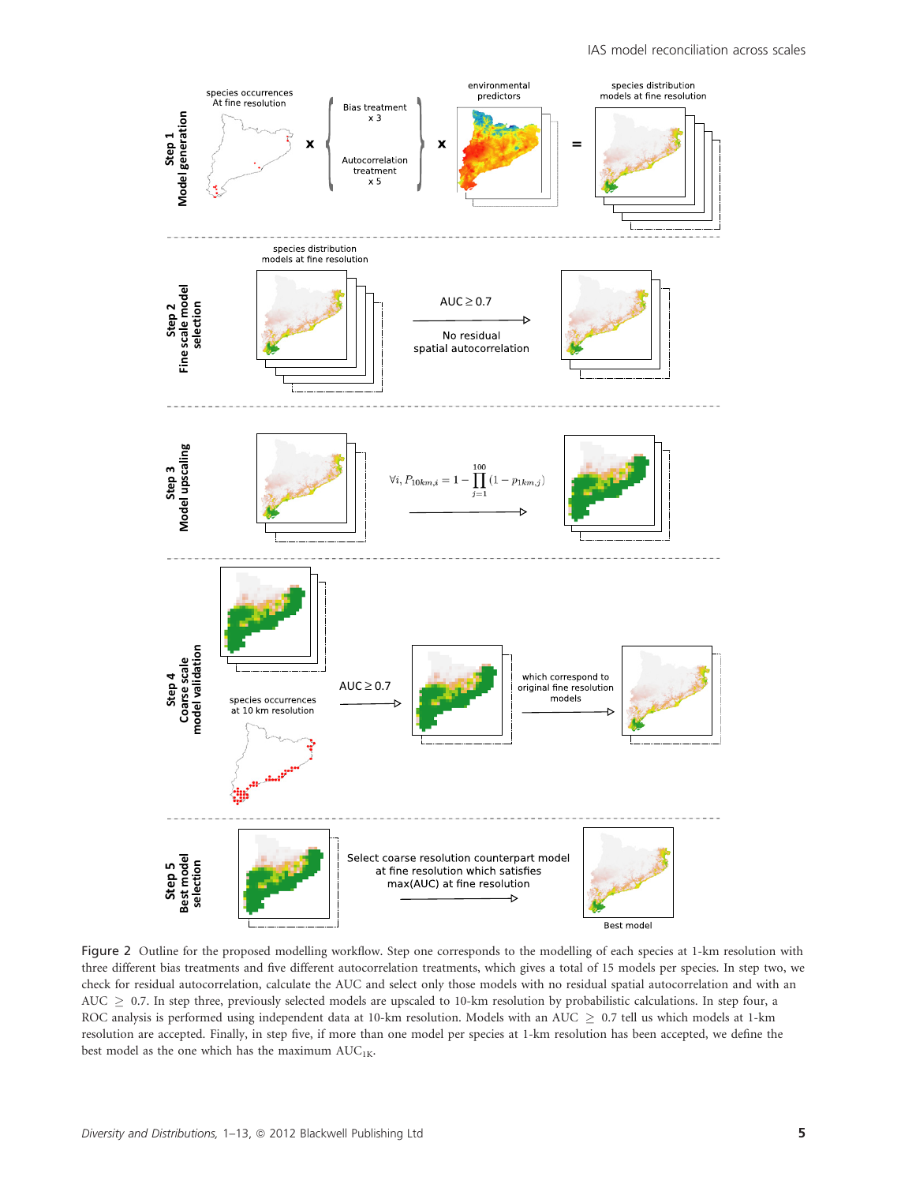Figure 2 Outline for the proposed modelling workflow. Step one corresponds to the modelling of each species at 1-km resolution with three different bias treatments and five different autocorrelation treatments, which gives a total of 15 models per species. In step two, we check for residual autocorrelation, calculate the AUC and select only those models with no residual spatial autocorrelation and with an AUC $\geq$ 0.7. In step three, previously selected models are upscaled to 10-km resolution by probabilistic calculations. In step four, a ROC analysis is performed using independent data at 10-km resolution. Models with an AUC $\geq$ 0.7 tell us which models at 1-km resolution are accepted. Finally, in step five, if more than one model per species at 1-km resolution has been accepted, we define the best model as the one which has the maximum $AUC_{1K}$.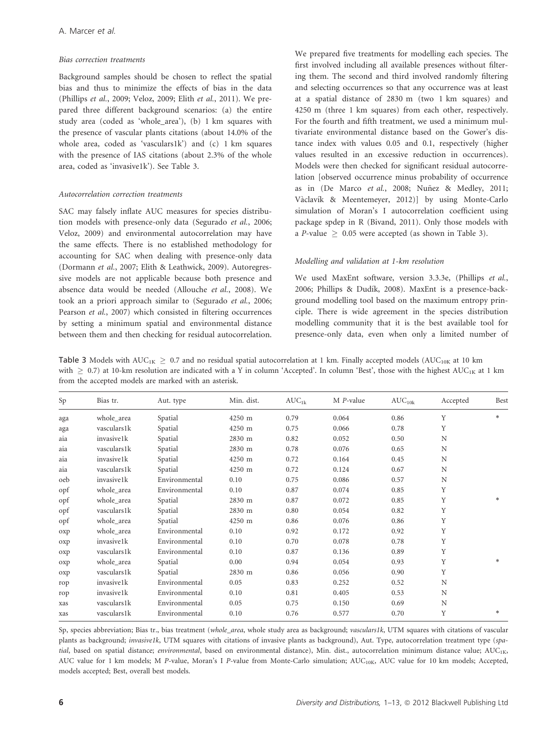#### *Bias correction treatments*

Background samples should be chosen to reflect the spatial bias and thus to minimize the effects of bias in the data (Phillips *et al.*, 2009; Veloz, 2009; Elith *et al.*, 2011). We prepared three different background scenarios: (a) the entire study area (coded as 'whole_area'), (b) 1 km squares with the presence of vascular plants citations (about 14.0% of the whole area, coded as 'vasculars1k') and (c) 1 km squares with the presence of IAS citations (about 2.3% of the whole area, coded as 'invasive1k'). See Table 3.

#### *Autocorrelation correction treatments*

SAC may falsely inflate AUC measures for species distribution models with presence-only data (Segurado *et al.*, 2006; Veloz, 2009) and environmental autocorrelation may have the same effects. There is no established methodology for accounting for SAC when dealing with presence-only data (Dormann *et al.*, 2007; Elith & Leathwick, 2009). Autoregressive models are not applicable because both presence and absence data would be needed (Allouche *et al.*, 2008). We took an a priori approach similar to (Segurado *et al.*, 2006; Pearson *et al.*, 2007) which consisted in filtering occurrences by setting a minimum spatial and environmental distance between them and then checking for residual autocorrelation.

We prepared five treatments for modelling each species. The first involved including all available presences without filtering them. The second and third involved randomly filtering and selecting occurrences so that any occurrence was at least at a spatial distance of 2830 m (two 1 km squares) and 4250 m (three 1 km squares) from each other, respectively. For the fourth and fifth treatment, we used a minimum multivariate environmental distance based on the Gower's distance index with values 0.05 and 0.1, respectively (higher values resulted in an excessive reduction in occurrences). Models were then checked for significant residual autocorrelation [observed occurrence minus probability of occurrence as in (De Marco *et al.*, 2008; Nuñez & Medley, 2011; Vàclavík & Meentemeyer, 2012)] by using Monte-Carlo simulation of Moran's I autocorrelation coefficient using package spdep in R (Bivand, 2011). Only those models with a *P*-value $\geq$ 0.05 were accepted (as shown in Table 3).

#### *Modelling and validation at 1-km resolution*

We used MaxEnt software, version 3.3.3e, (Phillips *et al.*, 2006; Phillips & Dudík, 2008). MaxEnt is a presence-background modelling tool based on the maximum entropy principle. There is wide agreement in the species distribution modelling community that it is the best available tool for presence-only data, even when only a limited number of

**Table 3** Models with $AUC_{1K} \geq 0.7$ and no residual spatial autocorrelation at 1 km. Finally accepted models ($AUC_{10K}$ at 10 km with $\geq$ 0.7) at 10-km resolution are indicated with a Y in column 'Accepted'. In column 'Best', those with the highest $AUC_{1K}$ at 1 km from the accepted models are marked with an asterisk.

| Sp | Bias tr. | Aut. type | Min. dist. | $AUC_{1k}$ | M *P*-value | $AUC_{10k}$ | Accepted | Best |
|---|---|---|---|---|---|---|---|---|
| aga | whole_area | Spatial | 4250 m | 0.79 | 0.064 | 0.86 | Y | * |
| aga | vasculars1k | Spatial | 4250 m | 0.75 | 0.066 | 0.78 | Y | |
| aia | invasive1k | Spatial | 2830 m | 0.82 | 0.052 | 0.50 | N | |
| aia | vasculars1k | Spatial | 2830 m | 0.78 | 0.076 | 0.65 | N | |
| aia | invasive1k | Spatial | 4250 m | 0.72 | 0.164 | 0.45 | N | |
| aia | vasculars1k | Spatial | 4250 m | 0.72 | 0.124 | 0.67 | N | |
| oeb | invasive1k | Environmental | 0.10 | 0.75 | 0.086 | 0.57 | N | |
| opf | whole_area | Environmental | 0.10 | 0.87 | 0.074 | 0.85 | Y | |
| opf | whole_area | Spatial | 2830 m | 0.87 | 0.072 | 0.85 | Y | * |
| opf | vasculars1k | Spatial | 2830 m | 0.80 | 0.054 | 0.82 | Y | |
| opf | whole_area | Spatial | 4250 m | 0.86 | 0.076 | 0.86 | Y | |
| oxp | whole_area | Environmental | 0.10 | 0.92 | 0.172 | 0.92 | Y | |
| oxp | invasive1k | Environmental | 0.10 | 0.70 | 0.078 | 0.78 | Y | |
| oxp | vasculars1k | Environmental | 0.10 | 0.87 | 0.136 | 0.89 | Y | |
| oxp | whole_area | Spatial | 0.00 | 0.94 | 0.054 | 0.93 | Y | * |
| oxp | vasculars1k | Spatial | 2830 m | 0.86 | 0.056 | 0.90 | Y | |
| rop | invasive1k | Environmental | 0.05 | 0.83 | 0.252 | 0.52 | N | |
| rop | invasive1k | Environmental | 0.10 | 0.81 | 0.405 | 0.53 | N | |
| xas | vasculars1k | Environmental | 0.05 | 0.75 | 0.150 | 0.69 | N | |
| xas | vasculars1k | Environmental | 0.10 | 0.76 | 0.577 | 0.70 | Y | * |

Sp, species abbreviation; Bias tr., bias treatment (*whole_area*, whole study area as background; *vasculars1k*, UTM squares with citations of vascular plants as background; *invasive1k*, UTM squares with citations of invasive plants as background), Aut. Type, autocorrelation treatment type (*spatial*, based on spatial distance; *environmental*, based on environmental distance), Min. dist., autocorrelation minimum distance value; $AUC_{1K}$, AUC value for 1 km models; M *P*-value, Moran's I *P*-value from Monte-Carlo simulation; $AUC_{10K}$, AUC value for 10 km models; Accepted, models accepted; Best, overall best models.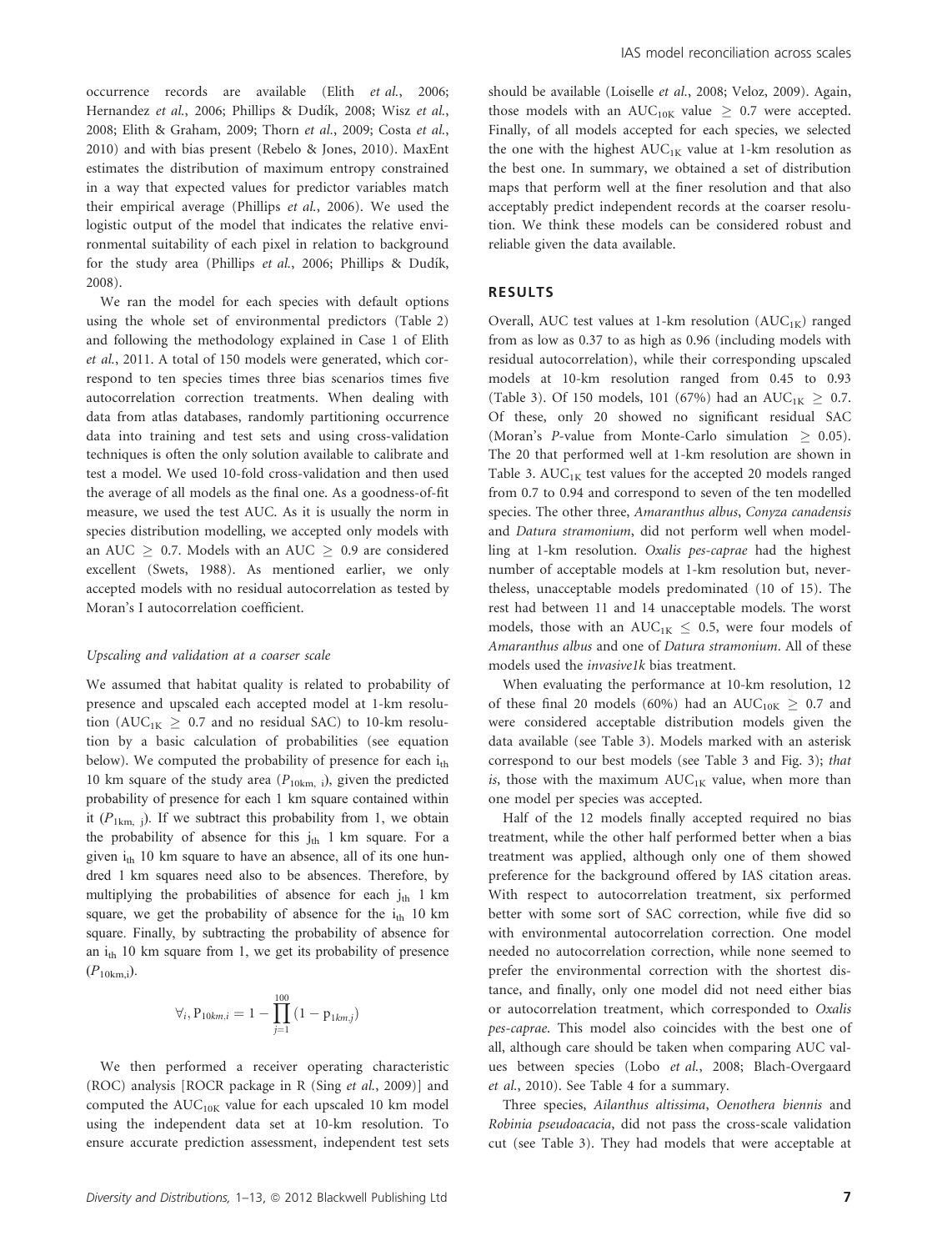occurrence records are available (Elith *et al.*, 2006; Hernandez *et al.*, 2006; Phillips & Dudík, 2008; Wisz *et al.*, 2008; Elith & Graham, 2009; Thorn *et al.*, 2009; Costa *et al.*, 2010) and with bias present (Rebelo & Jones, 2010). MaxEnt estimates the distribution of maximum entropy constrained in a way that expected values for predictor variables match their empirical average (Phillips *et al.*, 2006). We used the logistic output of the model that indicates the relative environmental suitability of each pixel in relation to background for the study area (Phillips *et al.*, 2006; Phillips & Dudík, 2008).

We ran the model for each species with default options using the whole set of environmental predictors (Table 2) and following the methodology explained in Case 1 of Elith *et al.*, 2011. A total of 150 models were generated, which correspond to ten species times three bias scenarios times five autocorrelation correction treatments. When dealing with data from atlas databases, randomly partitioning occurrence data into training and test sets and using cross-validation techniques is often the only solution available to calibrate and test a model. We used 10-fold cross-validation and then used the average of all models as the final one. As a goodness-of-fit measure, we used the test AUC. As it is usually the norm in species distribution modelling, we accepted only models with an AUC $\geq$ 0.7. Models with an AUC $\geq$ 0.9 are considered excellent (Swets, 1988). As mentioned earlier, we only accepted models with no residual autocorrelation as tested by Moran's I autocorrelation coefficient.

### *Upscaling and validation at a coarser scale*

We assumed that habitat quality is related to probability of presence and upscaled each accepted model at 1-km resolution ($AUC_{1K} \geq 0.7$ and no residual SAC) to 10-km resolution by a basic calculation of probabilities (see equation below). We computed the probability of presence for each $i_{th}$ 10 km square of the study area ($P_{10km,\,i}$), given the predicted probability of presence for each 1 km square contained within it ($P_{1km,\,j}$). If we subtract this probability from 1, we obtain the probability of absence for this $j_{th}$ 1 km square. For a given $i_{th}$ 10 km square to have an absence, all of its one hundred 1 km squares need also to be absences. Therefore, by multiplying the probabilities of absence for each $j_{th}$ 1 km square, we get the probability of absence for the $i_{th}$ 10 km square. Finally, by subtracting the probability of absence for an $i_{th}$ 10 km square from 1, we get its probability of presence ($P_{10km,i}$).

$$\forall_i, P_{10km,i} = 1 - \prod_{j=1}^{100} (1 - p_{1km,j})$$

We then performed a receiver operating characteristic (ROC) analysis [ROCR package in R (Sing *et al.*, 2009)] and computed the $AUC_{10K}$ value for each upscaled 10 km model using the independent data set at 10-km resolution. To ensure accurate prediction assessment, independent test sets should be available (Loiselle *et al.*, 2008; Veloz, 2009). Again, those models with an $AUC_{10K}$ value $\geq$ 0.7 were accepted. Finally, of all models accepted for each species, we selected the one with the highest $AUC_{1K}$ value at 1-km resolution as the best one. In summary, we obtained a set of distribution maps that perform well at the finer resolution and that also acceptably predict independent records at the coarser resolution. We think these models can be considered robust and reliable given the data available.

## RESULTS

Overall, AUC test values at 1-km resolution ($AUC_{1K}$) ranged from as low as 0.37 to as high as 0.96 (including models with residual autocorrelation), while their corresponding upscaled models at 10-km resolution ranged from 0.45 to 0.93 (Table 3). Of 150 models, 101 (67%) had an $AUC_{1K} \geq 0.7$. Of these, only 20 showed no significant residual SAC (Moran's *P*-value from Monte-Carlo simulation $\geq$ 0.05). The 20 that performed well at 1-km resolution are shown in Table 3. $AUC_{1K}$ test values for the accepted 20 models ranged from 0.7 to 0.94 and correspond to seven of the ten modelled species. The other three, *Amaranthus albus*, *Conyza canadensis* and *Datura stramonium*, did not perform well when modelling at 1-km resolution. *Oxalis pes-caprae* had the highest number of acceptable models at 1-km resolution but, nevertheless, unacceptable models predominated (10 of 15). The rest had between 11 and 14 unacceptable models. The worst models, those with an $AUC_{1K} \leq 0.5$, were four models of *Amaranthus albus* and one of *Datura stramonium*. All of these models used the *invasive1k* bias treatment.

When evaluating the performance at 10-km resolution, 12 of these final 20 models (60%) had an $AUC_{10K} \geq 0.7$ and were considered acceptable distribution models given the data available (see Table 3). Models marked with an asterisk correspond to our best models (see Table 3 and Fig. 3); *that is*, those with the maximum $AUC_{1K}$ value, when more than one model per species was accepted.

Half of the 12 models finally accepted required no bias treatment, while the other half performed better when a bias treatment was applied, although only one of them showed preference for the background offered by IAS citation areas. With respect to autocorrelation treatment, six performed better with some sort of SAC correction, while five did so with environmental autocorrelation correction. One model needed no autocorrelation correction, while none seemed to prefer the environmental correction with the shortest distance, and finally, only one model did not need either bias or autocorrelation treatment, which corresponded to *Oxalis pes-caprae*. This model also coincides with the best one of all, although care should be taken when comparing AUC values between species (Lobo *et al.*, 2008; Blach-Overgaard *et al.*, 2010). See Table 4 for a summary.

Three species, *Ailanthus altissima*, *Oenothera biennis* and *Robinia pseudoacacia*, did not pass the cross-scale validation cut (see Table 3). They had models that were acceptable at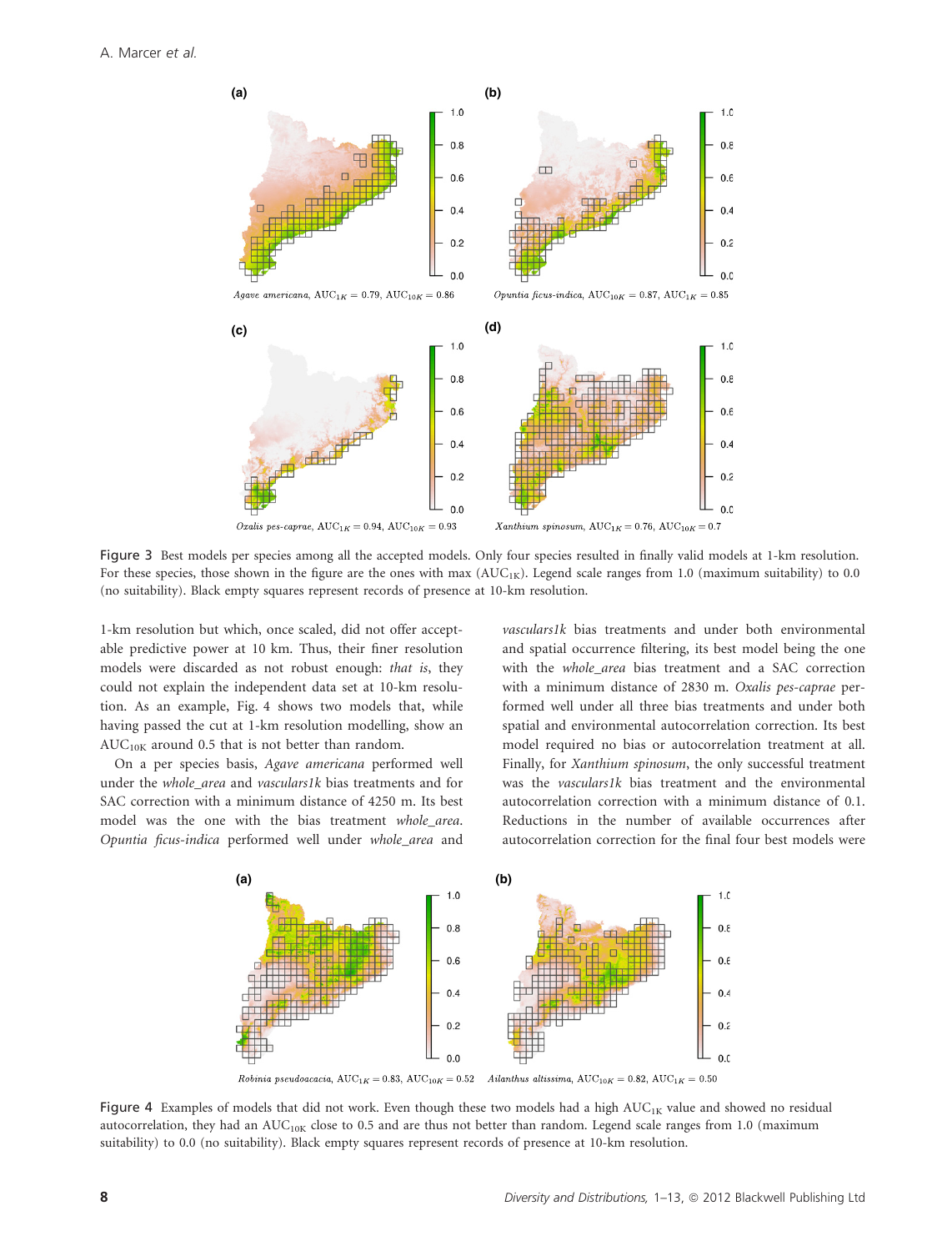Agave americana, $AUC_{1K} = 0.79$, $AUC_{10K} = 0.86$

Opuntia ficus-indica, $AUC_{10K} = 0.87$, $AUC_{1K} = 0.85$

Oxalis pes-caprae, $AUC_{1K} = 0.94$, $AUC_{10K} = 0.93$

Xanthium spinosum, $AUC_{1K} = 0.76$, $AUC_{10K} = 0.7$

Figure 3 Best models per species among all the accepted models. Only four species resulted in finally valid models at 1-km resolution. For these species, those shown in the figure are the ones with max ($AUC_{1K}$). Legend scale ranges from 1.0 (maximum suitability) to 0.0 (no suitability). Black empty squares represent records of presence at 10-km resolution.

1-km resolution but which, once scaled, did not offer acceptable predictive power at 10 km. Thus, their finer resolution models were discarded as not robust enough: *that is*, they could not explain the independent data set at 10-km resolution. As an example, Fig. 4 shows two models that, while having passed the cut at 1-km resolution modelling, show an $AUC_{10K}$ around 0.5 that is not better than random.

On a per species basis, *Agave americana* performed well under the *whole_area* and *vasculars1k* bias treatments and for SAC correction with a minimum distance of 4250 m. Its best model was the one with the bias treatment *whole_area*. *Opuntia ficus-indica* performed well under *whole_area* and *vasculars1k* bias treatments and under both environmental and spatial occurrence filtering, its best model being the one with the *whole_area* bias treatment and a SAC correction with a minimum distance of 2830 m. *Oxalis pes-caprae* performed well under all three bias treatments and under both spatial and environmental autocorrelation correction. Its best model required no bias or autocorrelation treatment at all. Finally, for *Xanthium spinosum*, the only successful treatment was the *vasculars1k* bias treatment and the environmental autocorrelation correction with a minimum distance of 0.1. Reductions in the number of available occurrences after autocorrelation correction for the final four best models were

Robinia pseudoacacia, $AUC_{1K} = 0.83$, $AUC_{10K} = 0.52$

Ailanthus altissima, $AUC_{10K} = 0.82$, $AUC_{1K} = 0.50$

Figure 4 Examples of models that did not work. Even though these two models had a high $AUC_{1K}$ value and showed no residual autocorrelation, they had an $AUC_{10K}$ close to 0.5 and are thus not better than random. Legend scale ranges from 1.0 (maximum suitability) to 0.0 (no suitability). Black empty squares represent records of presence at 10-km resolution.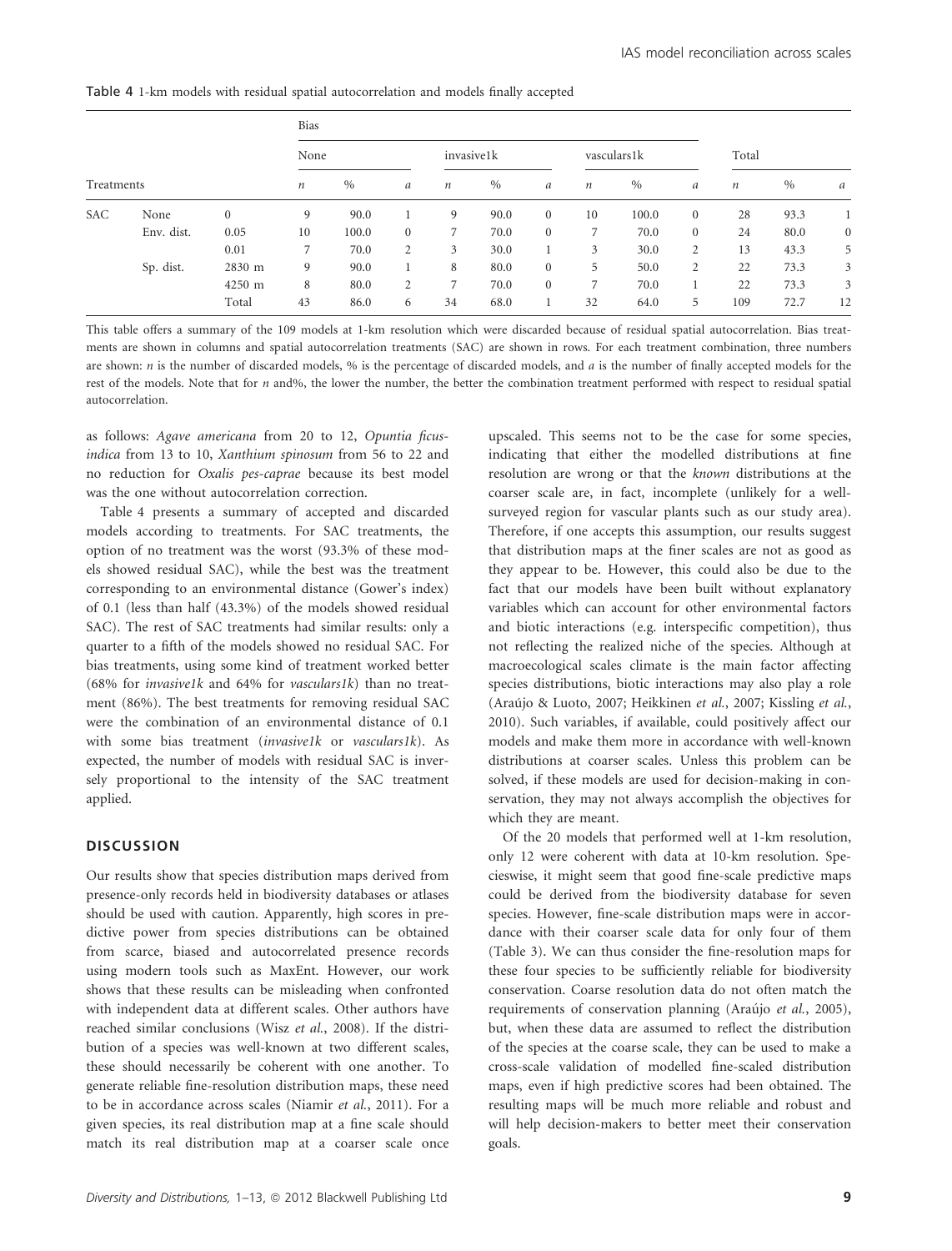Table 4 1-km models with residual spatial autocorrelation and models finally accepted

| Treatments | | | Bias | | | | | | | | | | | |
|---|---|---|---|---|---|---|---|---|---|---|---|---|---|---|
| | | | None | | | invasive1k | | | vasculars1k | | | Total | | |
| | | | *n* | % | *a* | *n* | % | *a* | *n* | % | *a* | *n* | % | *a* |
| SAC | None | 0 | 9 | 90.0 | 1 | 9 | 90.0 | 0 | 10 | 100.0 | 0 | 28 | 93.3 | 1 |
| | Env. dist. | 0.05 | 10 | 100.0 | 0 | 7 | 70.0 | 0 | 7 | 70.0 | 0 | 24 | 80.0 | 0 |
| | | 0.01 | 7 | 70.0 | 2 | 3 | 30.0 | 1 | 3 | 30.0 | 2 | 13 | 43.3 | 5 |
| | Sp. dist. | 2830 m | 9 | 90.0 | 1 | 8 | 80.0 | 0 | 5 | 50.0 | 2 | 22 | 73.3 | 3 |
| | | 4250 m | 8 | 80.0 | 2 | 7 | 70.0 | 0 | 7 | 70.0 | 1 | 22 | 73.3 | 3 |
| | | Total | 43 | 86.0 | 6 | 34 | 68.0 | 1 | 32 | 64.0 | 5 | 109 | 72.7 | 12 |

This table offers a summary of the 109 models at 1-km resolution which were discarded because of residual spatial autocorrelation. Bias treatments are shown in columns and spatial autocorrelation treatments (SAC) are shown in rows. For each treatment combination, three numbers are shown: *n* is the number of discarded models, % is the percentage of discarded models, and *a* is the number of finally accepted models for the rest of the models. Note that for *n* and%, the lower the number, the better the combination treatment performed with respect to residual spatial autocorrelation.

as follows: *Agave americana* from 20 to 12, *Opuntia ficus-indica* from 13 to 10, *Xanthium spinosum* from 56 to 22 and no reduction for *Oxalis pes-caprae* because its best model was the one without autocorrelation correction.

Table 4 presents a summary of accepted and discarded models according to treatments. For SAC treatments, the option of no treatment was the worst (93.3% of these models showed residual SAC), while the best was the treatment corresponding to an environmental distance (Gower's index) of 0.1 (less than half (43.3%) of the models showed residual SAC). The rest of SAC treatments had similar results: only a quarter to a fifth of the models showed no residual SAC. For bias treatments, using some kind of treatment worked better (68% for *invasive1k* and 64% for *vasculars1k*) than no treatment (86%). The best treatments for removing residual SAC were the combination of an environmental distance of 0.1 with some bias treatment (*invasive1k* or *vasculars1k*). As expected, the number of models with residual SAC is inversely proportional to the intensity of the SAC treatment applied.

## DISCUSSION

Our results show that species distribution maps derived from presence-only records held in biodiversity databases or atlases should be used with caution. Apparently, high scores in predictive power from species distributions can be obtained from scarce, biased and autocorrelated presence records using modern tools such as MaxEnt. However, our work shows that these results can be misleading when confronted with independent data at different scales. Other authors have reached similar conclusions (Wisz *et al.*, 2008). If the distribution of a species was well-known at two different scales, these should necessarily be coherent with one another. To generate reliable fine-resolution distribution maps, these need to be in accordance across scales (Niamir *et al.*, 2011). For a given species, its real distribution map at a fine scale should match its real distribution map at a coarser scale once upscaled. This seems not to be the case for some species, indicating that either the modelled distributions at fine resolution are wrong or that the *known* distributions at the coarser scale are, in fact, incomplete (unlikely for a well-surveyed region for vascular plants such as our study area). Therefore, if one accepts this assumption, our results suggest that distribution maps at the finer scales are not as good as they appear to be. However, this could also be due to the fact that our models have been built without explanatory variables which can account for other environmental factors and biotic interactions (e.g. interspecific competition), thus not reflecting the realized niche of the species. Although at macroecological scales climate is the main factor affecting species distributions, biotic interactions may also play a role (Araújo & Luoto, 2007; Heikkinen *et al.*, 2007; Kissling *et al.*, 2010). Such variables, if available, could positively affect our models and make them more in accordance with well-known distributions at coarser scales. Unless this problem can be solved, if these models are used for decision-making in conservation, they may not always accomplish the objectives for which they are meant.

Of the 20 models that performed well at 1-km resolution, only 12 were coherent with data at 10-km resolution. Specieswise, it might seem that good fine-scale predictive maps could be derived from the biodiversity database for seven species. However, fine-scale distribution maps were in accordance with their coarser scale data for only four of them (Table 3). We can thus consider the fine-resolution maps for these four species to be sufficiently reliable for biodiversity conservation. Coarse resolution data do not often match the requirements of conservation planning (Araújo *et al.*, 2005), but, when these data are assumed to reflect the distribution of the species at the coarse scale, they can be used to make a cross-scale validation of modelled fine-scaled distribution maps, even if high predictive scores had been obtained. The resulting maps will be much more reliable and robust and will help decision-makers to better meet their conservation goals.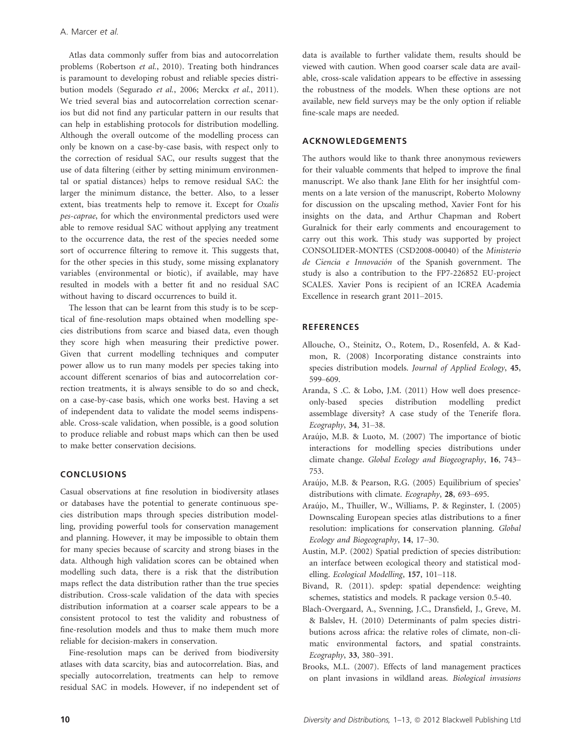Atlas data commonly suffer from bias and autocorrelation problems (Robertson *et al.*, 2010). Treating both hindrances is paramount to developing robust and reliable species distribution models (Segurado *et al.*, 2006; Merckx *et al.*, 2011). We tried several bias and autocorrelation correction scenarios but did not find any particular pattern in our results that can help in establishing protocols for distribution modelling. Although the overall outcome of the modelling process can only be known on a case-by-case basis, with respect only to the correction of residual SAC, our results suggest that the use of data filtering (either by setting minimum environmental or spatial distances) helps to remove residual SAC: the larger the minimum distance, the better. Also, to a lesser extent, bias treatments help to remove it. Except for *Oxalis pes-caprae*, for which the environmental predictors used were able to remove residual SAC without applying any treatment to the occurrence data, the rest of the species needed some sort of occurrence filtering to remove it. This suggests that, for the other species in this study, some missing explanatory variables (environmental or biotic), if available, may have resulted in models with a better fit and no residual SAC without having to discard occurrences to build it.

The lesson that can be learnt from this study is to be sceptical of fine-resolution maps obtained when modelling species distributions from scarce and biased data, even though they score high when measuring their predictive power. Given that current modelling techniques and computer power allow us to run many models per species taking into account different scenarios of bias and autocorrelation correction treatments, it is always sensible to do so and check, on a case-by-case basis, which one works best. Having a set of independent data to validate the model seems indispensable. Cross-scale validation, when possible, is a good solution to produce reliable and robust maps which can then be used to make better conservation decisions.

## CONCLUSIONS

Casual observations at fine resolution in biodiversity atlases or databases have the potential to generate continuous species distribution maps through species distribution modelling, providing powerful tools for conservation management and planning. However, it may be impossible to obtain them for many species because of scarcity and strong biases in the data. Although high validation scores can be obtained when modelling such data, there is a risk that the distribution maps reflect the data distribution rather than the true species distribution. Cross-scale validation of the data with species distribution information at a coarser scale appears to be a consistent protocol to test the validity and robustness of fine-resolution models and thus to make them much more reliable for decision-makers in conservation.

Fine-resolution maps can be derived from biodiversity atlases with data scarcity, bias and autocorrelation. Bias, and specially autocorrelation, treatments can help to remove residual SAC in models. However, if no independent set of data is available to further validate them, results should be viewed with caution. When good coarser scale data are available, cross-scale validation appears to be effective in assessing the robustness of the models. When these options are not available, new field surveys may be the only option if reliable fine-scale maps are needed.

## ACKNOWLEDGEMENTS

The authors would like to thank three anonymous reviewers for their valuable comments that helped to improve the final manuscript. We also thank Jane Elith for her insightful comments on a late version of the manuscript, Roberto Molowny for discussion on the upscaling method, Xavier Font for his insights on the data, and Arthur Chapman and Robert Guralnick for their early comments and encouragement to carry out this work. This study was supported by project CONSOLIDER-MONTES (CSD2008-00040) of the *Ministerio de Ciencia e Innovación* of the Spanish government. The study is also a contribution to the FP7-226852 EU-project SCALES. Xavier Pons is recipient of an ICREA Academia Excellence in research grant 2011–2015.

## REFERENCES

Allouche, O., Steinitz, O., Rotem, D., Rosenfeld, A. & Kadmon, R. (2008) Incorporating distance constraints into species distribution models. *Journal of Applied Ecology*, **45**, 599–609.

Aranda, S .C. & Lobo, J.M. (2011) How well does presence-only-based species distribution modelling predict assemblage diversity? A case study of the Tenerife flora. *Ecography*, **34**, 31–38.

Araújo, M.B. & Luoto, M. (2007) The importance of biotic interactions for modelling species distributions under climate change. *Global Ecology and Biogeography*, **16**, 743–753.

Araújo, M.B. & Pearson, R.G. (2005) Equilibrium of species' distributions with climate. *Ecography*, **28**, 693–695.

Araújo, M., Thuiller, W., Williams, P. & Reginster, I. (2005) Downscaling European species atlas distributions to a finer resolution: implications for conservation planning. *Global Ecology and Biogeography*, **14**, 17–30.

Austin, M.P. (2002) Spatial prediction of species distribution: an interface between ecological theory and statistical modelling. *Ecological Modelling*, **157**, 101–118.

Bivand, R. (2011). spdep: spatial dependence: weighting schemes, statistics and models. R package version 0.5-40.

Blach-Overgaard, A., Svenning, J.C., Dransfield, J., Greve, M. & Balslev, H. (2010) Determinants of palm species distributions across africa: the relative roles of climate, non-climatic environmental factors, and spatial constraints. *Ecography*, **33**, 380–391.

Brooks, M.L. (2007). Effects of land management practices on plant invasions in wildland areas. *Biological invasions*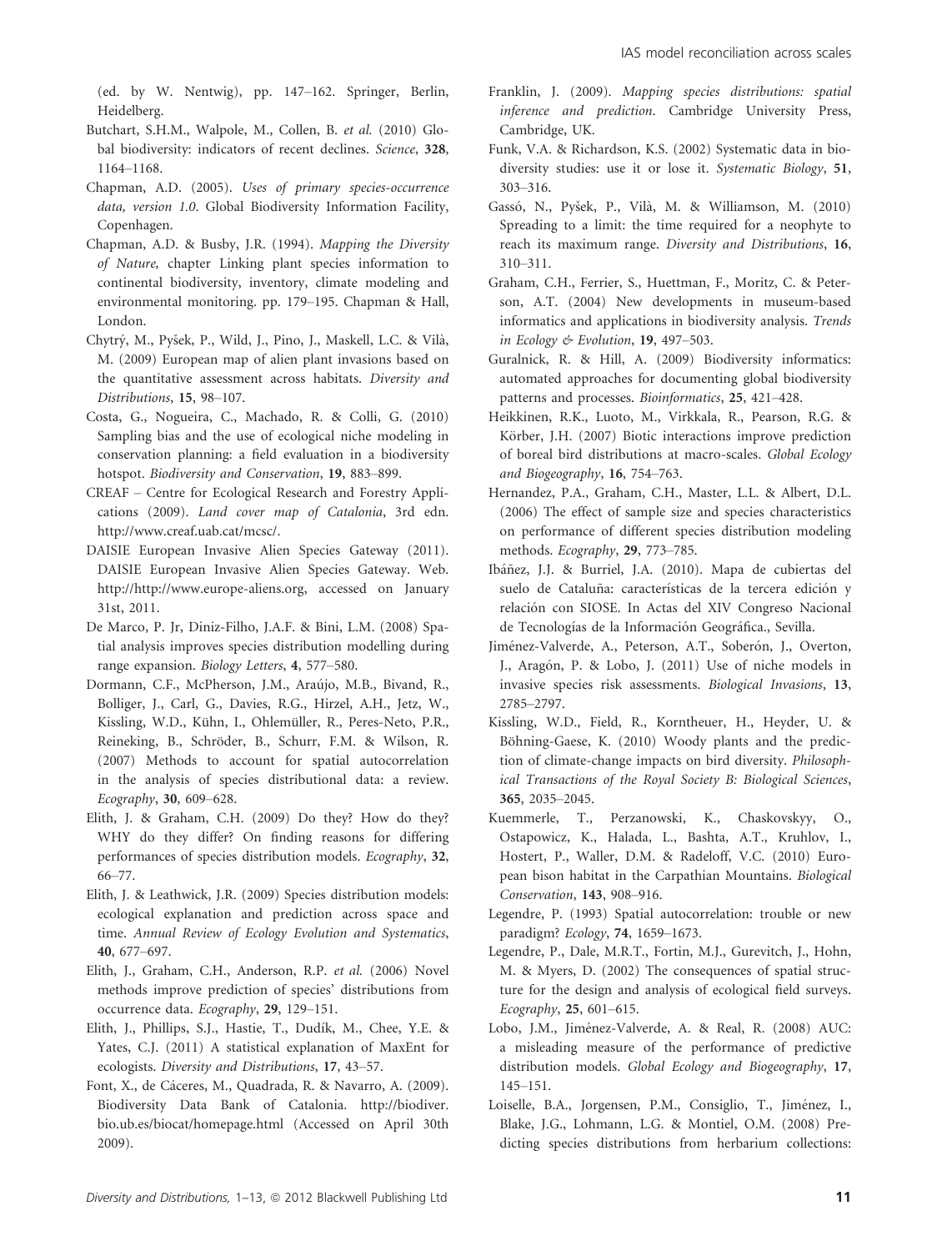(ed. by W. Nentwig), pp. 147–162. Springer, Berlin, Heidelberg.

Butchart, S.H.M., Walpole, M., Collen, B. *et al.* (2010) Global biodiversity: indicators of recent declines. *Science*, **328**, 1164–1168.

Chapman, A.D. (2005). *Uses of primary species-occurrence data, version 1.0*. Global Biodiversity Information Facility, Copenhagen.

Chapman, A.D. & Busby, J.R. (1994). *Mapping the Diversity of Nature*, chapter Linking plant species information to continental biodiversity, inventory, climate modeling and environmental monitoring. pp. 179–195. Chapman & Hall, London.

Chytrý, M., Pyšek, P., Wild, J., Pino, J., Maskell, L.C. & Vilà, M. (2009) European map of alien plant invasions based on the quantitative assessment across habitats. *Diversity and Distributions*, **15**, 98–107.

Costa, G., Nogueira, C., Machado, R. & Colli, G. (2010) Sampling bias and the use of ecological niche modeling in conservation planning: a field evaluation in a biodiversity hotspot. *Biodiversity and Conservation*, **19**, 883–899.

CREAF – Centre for Ecological Research and Forestry Applications (2009). *Land cover map of Catalonia*, 3rd edn. http://www.creaf.uab.cat/mcsc/.

DAISIE European Invasive Alien Species Gateway (2011). DAISIE European Invasive Alien Species Gateway. Web. http://http://www.europe-aliens.org, accessed on January 31st, 2011.

De Marco, P. Jr, Diniz-Filho, J.A.F. & Bini, L.M. (2008) Spatial analysis improves species distribution modelling during range expansion. *Biology Letters*, **4**, 577–580.

Dormann, C.F., McPherson, J.M., Araújo, M.B., Bivand, R., Bolliger, J., Carl, G., Davies, R.G., Hirzel, A.H., Jetz, W., Kissling, W.D., Kühn, I., Ohlemüller, R., Peres-Neto, P.R., Reineking, B., Schröder, B., Schurr, F.M. & Wilson, R. (2007) Methods to account for spatial autocorrelation in the analysis of species distributional data: a review. *Ecography*, **30**, 609–628.

Elith, J. & Graham, C.H. (2009) Do they? How do they? WHY do they differ? On finding reasons for differing performances of species distribution models. *Ecography*, **32**, 66–77.

Elith, J. & Leathwick, J.R. (2009) Species distribution models: ecological explanation and prediction across space and time. *Annual Review of Ecology Evolution and Systematics*, **40**, 677–697.

Elith, J., Graham, C.H., Anderson, R.P. *et al.* (2006) Novel methods improve prediction of species' distributions from occurrence data. *Ecography*, **29**, 129–151.

Elith, J., Phillips, S.J., Hastie, T., Dudík, M., Chee, Y.E. & Yates, C.J. (2011) A statistical explanation of MaxEnt for ecologists. *Diversity and Distributions*, **17**, 43–57.

Font, X., de Cáceres, M., Quadrada, R. & Navarro, A. (2009). Biodiversity Data Bank of Catalonia. http://biodiver.bio.ub.es/biocat/homepage.html (Accessed on April 30th 2009).

Franklin, J. (2009). *Mapping species distributions: spatial inference and prediction*. Cambridge University Press, Cambridge, UK.

Funk, V.A. & Richardson, K.S. (2002) Systematic data in biodiversity studies: use it or lose it. *Systematic Biology*, **51**, 303–316.

Gassó, N., Pyšek, P., Vilà, M. & Williamson, M. (2010) Spreading to a limit: the time required for a neophyte to reach its maximum range. *Diversity and Distributions*, **16**, 310–311.

Graham, C.H., Ferrier, S., Huettman, F., Moritz, C. & Peterson, A.T. (2004) New developments in museum-based informatics and applications in biodiversity analysis. *Trends in Ecology & Evolution*, **19**, 497–503.

Guralnick, R. & Hill, A. (2009) Biodiversity informatics: automated approaches for documenting global biodiversity patterns and processes. *Bioinformatics*, **25**, 421–428.

Heikkinen, R.K., Luoto, M., Virkkala, R., Pearson, R.G. & Körber, J.H. (2007) Biotic interactions improve prediction of boreal bird distributions at macro-scales. *Global Ecology and Biogeography*, **16**, 754–763.

Hernandez, P.A., Graham, C.H., Master, L.L. & Albert, D.L. (2006) The effect of sample size and species characteristics on performance of different species distribution modeling methods. *Ecography*, **29**, 773–785.

Ibáñez, J.J. & Burriel, J.A. (2010). Mapa de cubiertas del suelo de Cataluña: características de la tercera edición y relación con SIOSE. In Actas del XIV Congreso Nacional de Tecnologías de la Información Geográfica., Sevilla.

Jiménez-Valverde, A., Peterson, A.T., Soberón, J., Overton, J., Aragón, P. & Lobo, J. (2011) Use of niche models in invasive species risk assessments. *Biological Invasions*, **13**, 2785–2797.

Kissling, W.D., Field, R., Korntheuer, H., Heyder, U. & Böhning-Gaese, K. (2010) Woody plants and the prediction of climate-change impacts on bird diversity. *Philosophical Transactions of the Royal Society B: Biological Sciences*, **365**, 2035–2045.

Kuemmerle, T., Perzanowski, K., Chaskovskyy, O., Ostapowicz, K., Halada, L., Bashta, A.T., Kruhlov, I., Hostert, P., Waller, D.M. & Radeloff, V.C. (2010) European bison habitat in the Carpathian Mountains. *Biological Conservation*, **143**, 908–916.

Legendre, P. (1993) Spatial autocorrelation: trouble or new paradigm? *Ecology*, **74**, 1659–1673.

Legendre, P., Dale, M.R.T., Fortin, M.J., Gurevitch, J., Hohn, M. & Myers, D. (2002) The consequences of spatial structure for the design and analysis of ecological field surveys. *Ecography*, **25**, 601–615.

Lobo, J.M., Jiménez-Valverde, A. & Real, R. (2008) AUC: a misleading measure of the performance of predictive distribution models. *Global Ecology and Biogeography*, **17**, 145–151.

Loiselle, B.A., Jorgensen, P.M., Consiglio, T., Jiménez, I., Blake, J.G., Lohmann, L.G. & Montiel, O.M. (2008) Predicting species distributions from herbarium collections: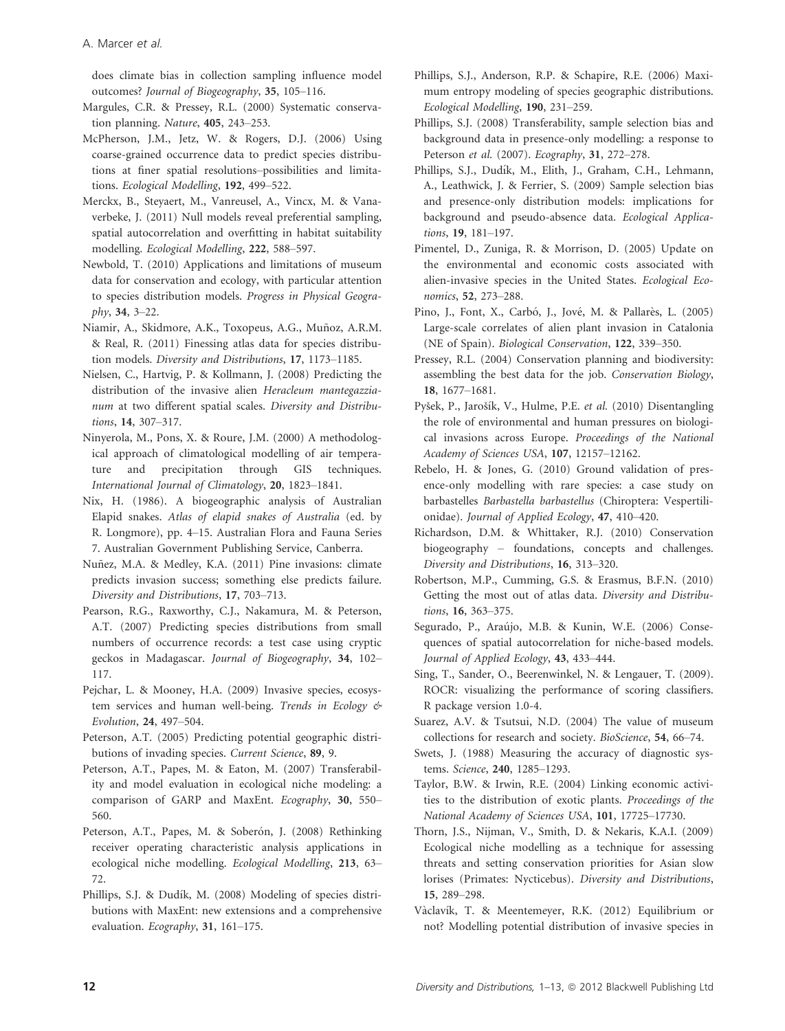does climate bias in collection sampling influence model outcomes? *Journal of Biogeography*, **35**, 105–116.

Margules, C.R. & Pressey, R.L. (2000) Systematic conservation planning. *Nature*, **405**, 243–253.

McPherson, J.M., Jetz, W. & Rogers, D.J. (2006) Using coarse-grained occurrence data to predict species distributions at finer spatial resolutions–possibilities and limitations. *Ecological Modelling*, **192**, 499–522.

Merckx, B., Steyaert, M., Vanreusel, A., Vincx, M. & Vanaverbeke, J. (2011) Null models reveal preferential sampling, spatial autocorrelation and overfitting in habitat suitability modelling. *Ecological Modelling*, **222**, 588–597.

Newbold, T. (2010) Applications and limitations of museum data for conservation and ecology, with particular attention to species distribution models. *Progress in Physical Geography*, **34**, 3–22.

Niamir, A., Skidmore, A.K., Toxopeus, A.G., Muñoz, A.R.M. & Real, R. (2011) Finessing atlas data for species distribution models. *Diversity and Distributions*, **17**, 1173–1185.

Nielsen, C., Hartvig, P. & Kollmann, J. (2008) Predicting the distribution of the invasive alien *Heracleum mantegazzianum* at two different spatial scales. *Diversity and Distributions*, **14**, 307–317.

Ninyerola, M., Pons, X. & Roure, J.M. (2000) A methodological approach of climatological modelling of air temperature and precipitation through GIS techniques. *International Journal of Climatology*, **20**, 1823–1841.

Nix, H. (1986). A biogeographic analysis of Australian Elapid snakes. *Atlas of elapid snakes of Australia* (ed. by R. Longmore), pp. 4–15. Australian Flora and Fauna Series 7. Australian Government Publishing Service, Canberra.

Nuñez, M.A. & Medley, K.A. (2011) Pine invasions: climate predicts invasion success; something else predicts failure. *Diversity and Distributions*, **17**, 703–713.

Pearson, R.G., Raxworthy, C.J., Nakamura, M. & Peterson, A.T. (2007) Predicting species distributions from small numbers of occurrence records: a test case using cryptic geckos in Madagascar. *Journal of Biogeography*, **34**, 102–117.

Pejchar, L. & Mooney, H.A. (2009) Invasive species, ecosystem services and human well-being. *Trends in Ecology & Evolution*, **24**, 497–504.

Peterson, A.T. (2005) Predicting potential geographic distributions of invading species. *Current Science*, **89**, 9.

Peterson, A.T., Papes, M. & Eaton, M. (2007) Transferability and model evaluation in ecological niche modeling: a comparison of GARP and MaxEnt. *Ecography*, **30**, 550–560.

Peterson, A.T., Papes, M. & Soberón, J. (2008) Rethinking receiver operating characteristic analysis applications in ecological niche modelling. *Ecological Modelling*, **213**, 63–72.

Phillips, S.J. & Dudík, M. (2008) Modeling of species distributions with MaxEnt: new extensions and a comprehensive evaluation. *Ecography*, **31**, 161–175.

Phillips, S.J., Anderson, R.P. & Schapire, R.E. (2006) Maximum entropy modeling of species geographic distributions. *Ecological Modelling*, **190**, 231–259.

Phillips, S.J. (2008) Transferability, sample selection bias and background data in presence-only modelling: a response to Peterson *et al.* (2007). *Ecography*, **31**, 272–278.

Phillips, S.J., Dudík, M., Elith, J., Graham, C.H., Lehmann, A., Leathwick, J. & Ferrier, S. (2009) Sample selection bias and presence-only distribution models: implications for background and pseudo-absence data. *Ecological Applications*, **19**, 181–197.

Pimentel, D., Zuniga, R. & Morrison, D. (2005) Update on the environmental and economic costs associated with alien-invasive species in the United States. *Ecological Economics*, **52**, 273–288.

Pino, J., Font, X., Carbó, J., Jové, M. & Pallarès, L. (2005) Large-scale correlates of alien plant invasion in Catalonia (NE of Spain). *Biological Conservation*, **122**, 339–350.

Pressey, R.L. (2004) Conservation planning and biodiversity: assembling the best data for the job. *Conservation Biology*, **18**, 1677–1681.

Pyšek, P., Jarošík, V., Hulme, P.E. *et al.* (2010) Disentangling the role of environmental and human pressures on biological invasions across Europe. *Proceedings of the National Academy of Sciences USA*, **107**, 12157–12162.

Rebelo, H. & Jones, G. (2010) Ground validation of presence-only modelling with rare species: a case study on barbastelles *Barbastella barbastellus* (Chiroptera: Vespertilionidae). *Journal of Applied Ecology*, **47**, 410–420.

Richardson, D.M. & Whittaker, R.J. (2010) Conservation biogeography – foundations, concepts and challenges. *Diversity and Distributions*, **16**, 313–320.

Robertson, M.P., Cumming, G.S. & Erasmus, B.F.N. (2010) Getting the most out of atlas data. *Diversity and Distributions*, **16**, 363–375.

Segurado, P., Araújo, M.B. & Kunin, W.E. (2006) Consequences of spatial autocorrelation for niche-based models. *Journal of Applied Ecology*, **43**, 433–444.

Sing, T., Sander, O., Beerenwinkel, N. & Lengauer, T. (2009). ROCR: visualizing the performance of scoring classifiers. R package version 1.0-4.

Suarez, A.V. & Tsutsui, N.D. (2004) The value of museum collections for research and society. *BioScience*, **54**, 66–74.

Swets, J. (1988) Measuring the accuracy of diagnostic systems. *Science*, **240**, 1285–1293.

Taylor, B.W. & Irwin, R.E. (2004) Linking economic activities to the distribution of exotic plants. *Proceedings of the National Academy of Sciences USA*, **101**, 17725–17730.

Thorn, J.S., Nijman, V., Smith, D. & Nekaris, K.A.I. (2009) Ecological niche modelling as a technique for assessing threats and setting conservation priorities for Asian slow lorises (Primates: Nycticebus). *Diversity and Distributions*, **15**, 289–298.

Vàclavík, T. & Meentemeyer, R.K. (2012) Equilibrium or not? Modelling potential distribution of invasive species in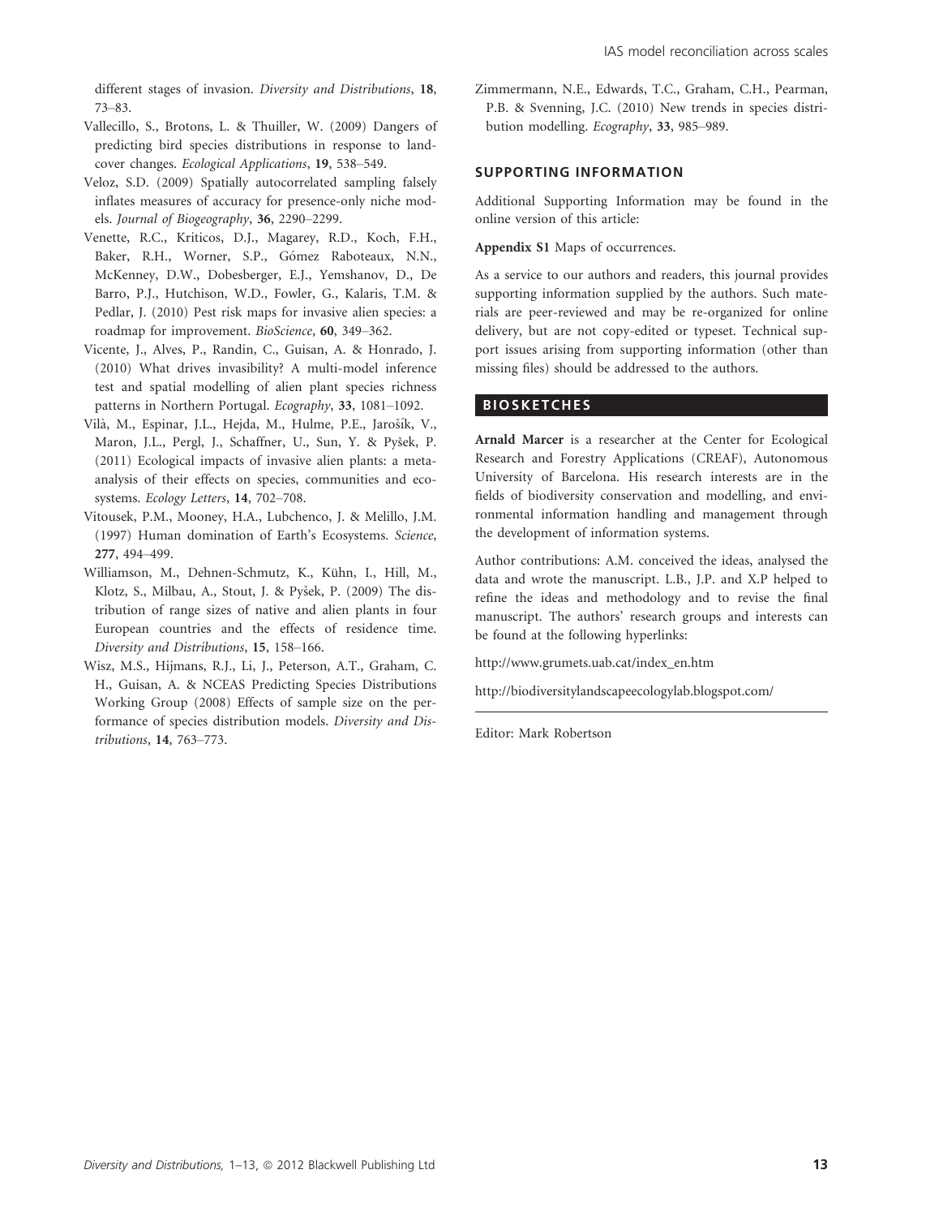different stages of invasion. *Diversity and Distributions*, **18**, 73–83.

Vallecillo, S., Brotons, L. & Thuiller, W. (2009) Dangers of predicting bird species distributions in response to land-cover changes. *Ecological Applications*, **19**, 538–549.

Veloz, S.D. (2009) Spatially autocorrelated sampling falsely inflates measures of accuracy for presence-only niche models. *Journal of Biogeography*, **36**, 2290–2299.

Venette, R.C., Kriticos, D.J., Magarey, R.D., Koch, F.H., Baker, R.H., Worner, S.P., Gómez Raboteaux, N.N., McKenney, D.W., Dobesberger, E.J., Yemshanov, D., De Barro, P.J., Hutchison, W.D., Fowler, G., Kalaris, T.M. & Pedlar, J. (2010) Pest risk maps for invasive alien species: a roadmap for improvement. *BioScience*, **60**, 349–362.

Vicente, J., Alves, P., Randin, C., Guisan, A. & Honrado, J. (2010) What drives invasibility? A multi-model inference test and spatial modelling of alien plant species richness patterns in Northern Portugal. *Ecography*, **33**, 1081–1092.

Vilà, M., Espinar, J.L., Hejda, M., Hulme, P.E., Jarošík, V., Maron, J.L., Pergl, J., Schaffner, U., Sun, Y. & Pyšek, P. (2011) Ecological impacts of invasive alien plants: a meta-analysis of their effects on species, communities and ecosystems. *Ecology Letters*, **14**, 702–708.

Vitousek, P.M., Mooney, H.A., Lubchenco, J. & Melillo, J.M. (1997) Human domination of Earth's Ecosystems. *Science*, **277**, 494–499.

Williamson, M., Dehnen-Schmutz, K., Kühn, I., Hill, M., Klotz, S., Milbau, A., Stout, J. & Pyšek, P. (2009) The distribution of range sizes of native and alien plants in four European countries and the effects of residence time. *Diversity and Distributions*, **15**, 158–166.

Wisz, M.S., Hijmans, R.J., Li, J., Peterson, A.T., Graham, C. H., Guisan, A. & NCEAS Predicting Species Distributions Working Group (2008) Effects of sample size on the performance of species distribution models. *Diversity and Distributions*, **14**, 763–773.

Zimmermann, N.E., Edwards, T.C., Graham, C.H., Pearman, P.B. & Svenning, J.C. (2010) New trends in species distribution modelling. *Ecography*, **33**, 985–989.

## SUPPORTING INFORMATION

Additional Supporting Information may be found in the online version of this article:

**Appendix S1** Maps of occurrences.

As a service to our authors and readers, this journal provides supporting information supplied by the authors. Such materials are peer-reviewed and may be re-organized for online delivery, but are not copy-edited or typeset. Technical support issues arising from supporting information (other than missing files) should be addressed to the authors.

## BIOSKETCHES

**Arnald Marcer** is a researcher at the Center for Ecological Research and Forestry Applications (CREAF), Autonomous University of Barcelona. His research interests are in the fields of biodiversity conservation and modelling, and environmental information handling and management through the development of information systems.

Author contributions: A.M. conceived the ideas, analysed the data and wrote the manuscript. L.B., J.P. and X.P helped to refine the ideas and methodology and to revise the final manuscript. The authors' research groups and interests can be found at the following hyperlinks:

http://www.grumets.uab.cat/index_en.htm

http://biodiversitylandscapeecologylab.blogspot.com/

Editor: Mark Robertson